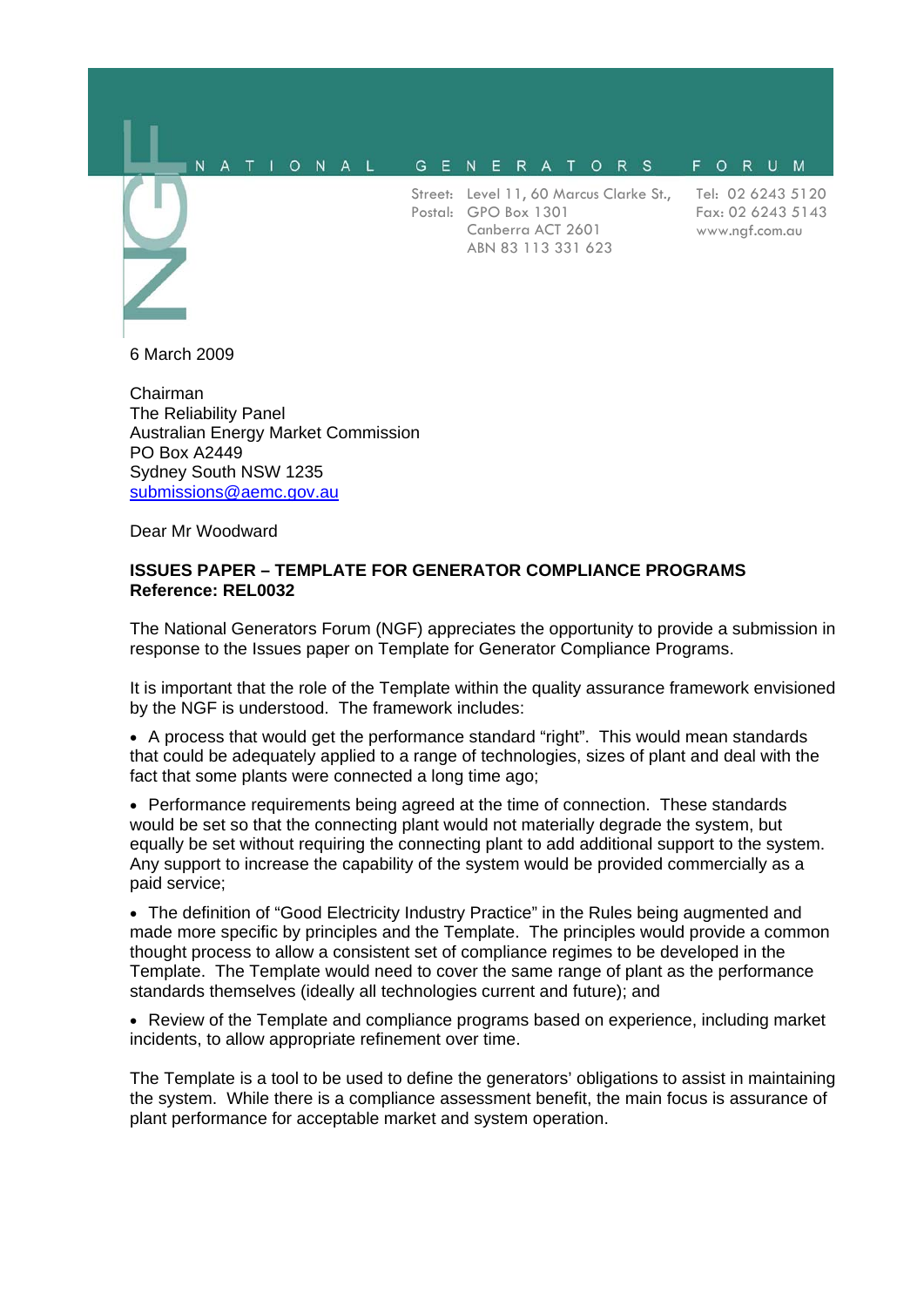NATIONAL GENERATORS FORUM

Street: Level 11, 60 Marcus Clarke St.,
Postal: GPO Box 1301
Canberra ACT 2601
ABN 83 113 331 623

Tel: 02 6243 5120
Fax: 02 6243 5143
www.ngf.com.au

6 March 2009

Chairman
The Reliability Panel
Australian Energy Market Commission
PO Box A2449
Sydney South NSW 1235
submissions@aemc.gov.au

Dear Mr Woodward

**ISSUES PAPER – TEMPLATE FOR GENERATOR COMPLIANCE PROGRAMS**
**Reference: REL0032**

The National Generators Forum (NGF) appreciates the opportunity to provide a submission in response to the Issues paper on Template for Generator Compliance Programs.

It is important that the role of the Template within the quality assurance framework envisioned by the NGF is understood. The framework includes:

- A process that would get the performance standard "right". This would mean standards that could be adequately applied to a range of technologies, sizes of plant and deal with the fact that some plants were connected a long time ago;
- Performance requirements being agreed at the time of connection. These standards would be set so that the connecting plant would not materially degrade the system, but equally be set without requiring the connecting plant to add additional support to the system. Any support to increase the capability of the system would be provided commercially as a paid service;
- The definition of "Good Electricity Industry Practice" in the Rules being augmented and made more specific by principles and the Template. The principles would provide a common thought process to allow a consistent set of compliance regimes to be developed in the Template. The Template would need to cover the same range of plant as the performance standards themselves (ideally all technologies current and future); and
- Review of the Template and compliance programs based on experience, including market incidents, to allow appropriate refinement over time.

The Template is a tool to be used to define the generators' obligations to assist in maintaining the system. While there is a compliance assessment benefit, the main focus is assurance of plant performance for acceptable market and system operation.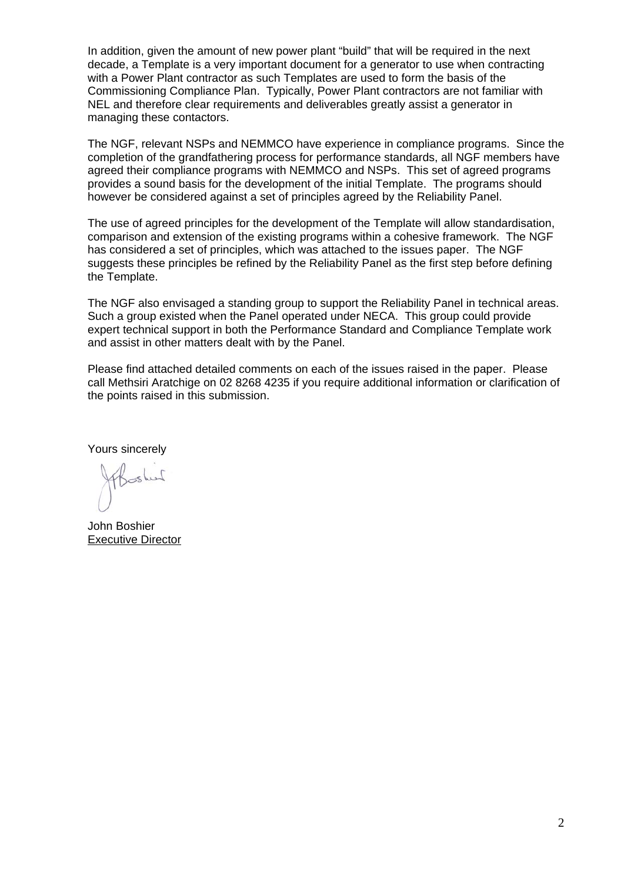In addition, given the amount of new power plant "build" that will be required in the next decade, a Template is a very important document for a generator to use when contracting with a Power Plant contractor as such Templates are used to form the basis of the Commissioning Compliance Plan. Typically, Power Plant contractors are not familiar with NEL and therefore clear requirements and deliverables greatly assist a generator in managing these contactors.

The NGF, relevant NSPs and NEMMCO have experience in compliance programs. Since the completion of the grandfathering process for performance standards, all NGF members have agreed their compliance programs with NEMMCO and NSPs. This set of agreed programs provides a sound basis for the development of the initial Template. The programs should however be considered against a set of principles agreed by the Reliability Panel.

The use of agreed principles for the development of the Template will allow standardisation, comparison and extension of the existing programs within a cohesive framework. The NGF has considered a set of principles, which was attached to the issues paper. The NGF suggests these principles be refined by the Reliability Panel as the first step before defining the Template.

The NGF also envisaged a standing group to support the Reliability Panel in technical areas. Such a group existed when the Panel operated under NECA. This group could provide expert technical support in both the Performance Standard and Compliance Template work and assist in other matters dealt with by the Panel.

Please find attached detailed comments on each of the issues raised in the paper. Please call Methsiri Aratchige on 02 8268 4235 if you require additional information or clarification of the points raised in this submission.

Yours sincerely

John Boshier
Executive Director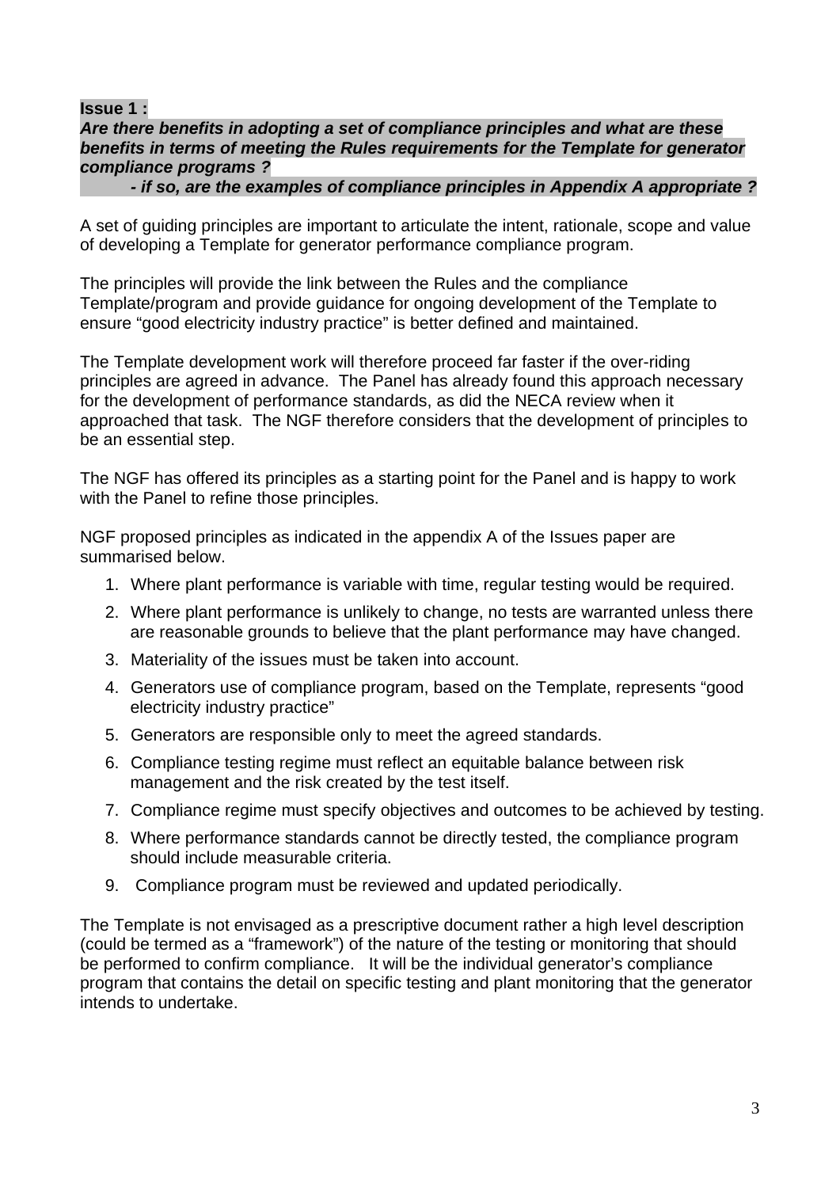**Issue 1 :**
***Are there benefits in adopting a set of compliance principles and what are these benefits in terms of meeting the Rules requirements for the Template for generator compliance programs ?***
***- if so, are the examples of compliance principles in Appendix A appropriate ?***

A set of guiding principles are important to articulate the intent, rationale, scope and value of developing a Template for generator performance compliance program.

The principles will provide the link between the Rules and the compliance Template/program and provide guidance for ongoing development of the Template to ensure "good electricity industry practice" is better defined and maintained.

The Template development work will therefore proceed far faster if the over-riding principles are agreed in advance. The Panel has already found this approach necessary for the development of performance standards, as did the NECA review when it approached that task. The NGF therefore considers that the development of principles to be an essential step.

The NGF has offered its principles as a starting point for the Panel and is happy to work with the Panel to refine those principles.

NGF proposed principles as indicated in the appendix A of the Issues paper are summarised below.

1. Where plant performance is variable with time, regular testing would be required.
2. Where plant performance is unlikely to change, no tests are warranted unless there are reasonable grounds to believe that the plant performance may have changed.
3. Materiality of the issues must be taken into account.
4. Generators use of compliance program, based on the Template, represents "good electricity industry practice"
5. Generators are responsible only to meet the agreed standards.
6. Compliance testing regime must reflect an equitable balance between risk management and the risk created by the test itself.
7. Compliance regime must specify objectives and outcomes to be achieved by testing.
8. Where performance standards cannot be directly tested, the compliance program should include measurable criteria.
9. Compliance program must be reviewed and updated periodically.

The Template is not envisaged as a prescriptive document rather a high level description (could be termed as a "framework") of the nature of the testing or monitoring that should be performed to confirm compliance. It will be the individual generator's compliance program that contains the detail on specific testing and plant monitoring that the generator intends to undertake.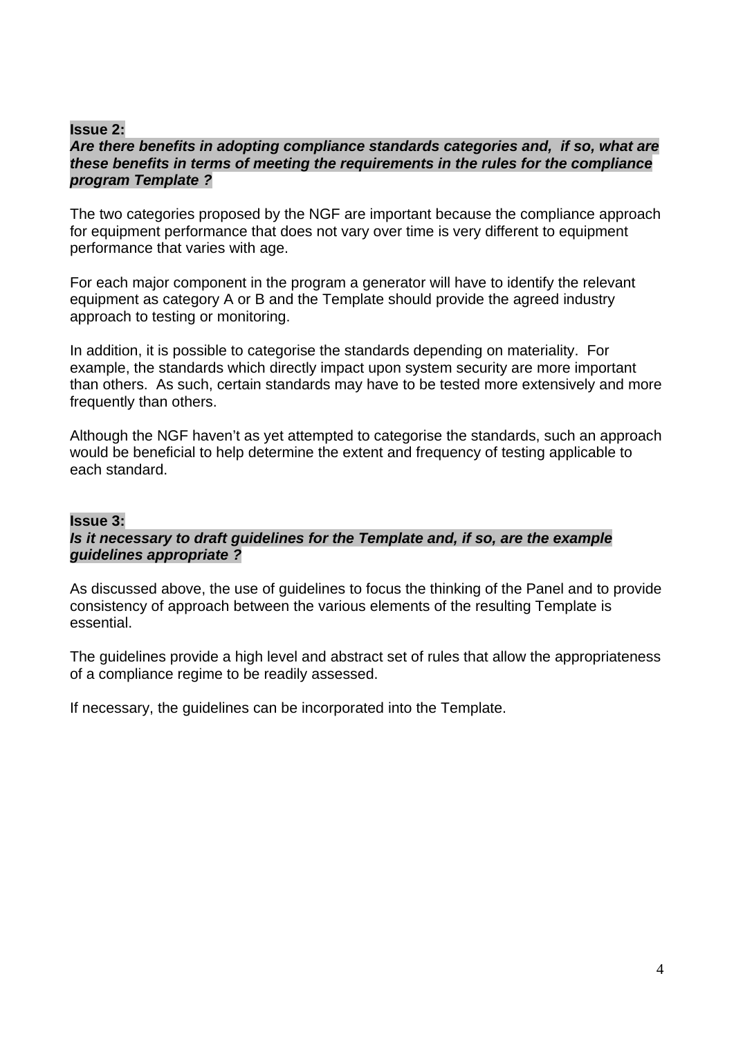**Issue 2:**
***Are there benefits in adopting compliance standards categories and, if so, what are these benefits in terms of meeting the requirements in the rules for the compliance program Template ?***

The two categories proposed by the NGF are important because the compliance approach for equipment performance that does not vary over time is very different to equipment performance that varies with age.

For each major component in the program a generator will have to identify the relevant equipment as category A or B and the Template should provide the agreed industry approach to testing or monitoring.

In addition, it is possible to categorise the standards depending on materiality. For example, the standards which directly impact upon system security are more important than others. As such, certain standards may have to be tested more extensively and more frequently than others.

Although the NGF haven't as yet attempted to categorise the standards, such an approach would be beneficial to help determine the extent and frequency of testing applicable to each standard.

**Issue 3:**
***Is it necessary to draft guidelines for the Template and, if so, are the example guidelines appropriate ?***

As discussed above, the use of guidelines to focus the thinking of the Panel and to provide consistency of approach between the various elements of the resulting Template is essential.

The guidelines provide a high level and abstract set of rules that allow the appropriateness of a compliance regime to be readily assessed.

If necessary, the guidelines can be incorporated into the Template.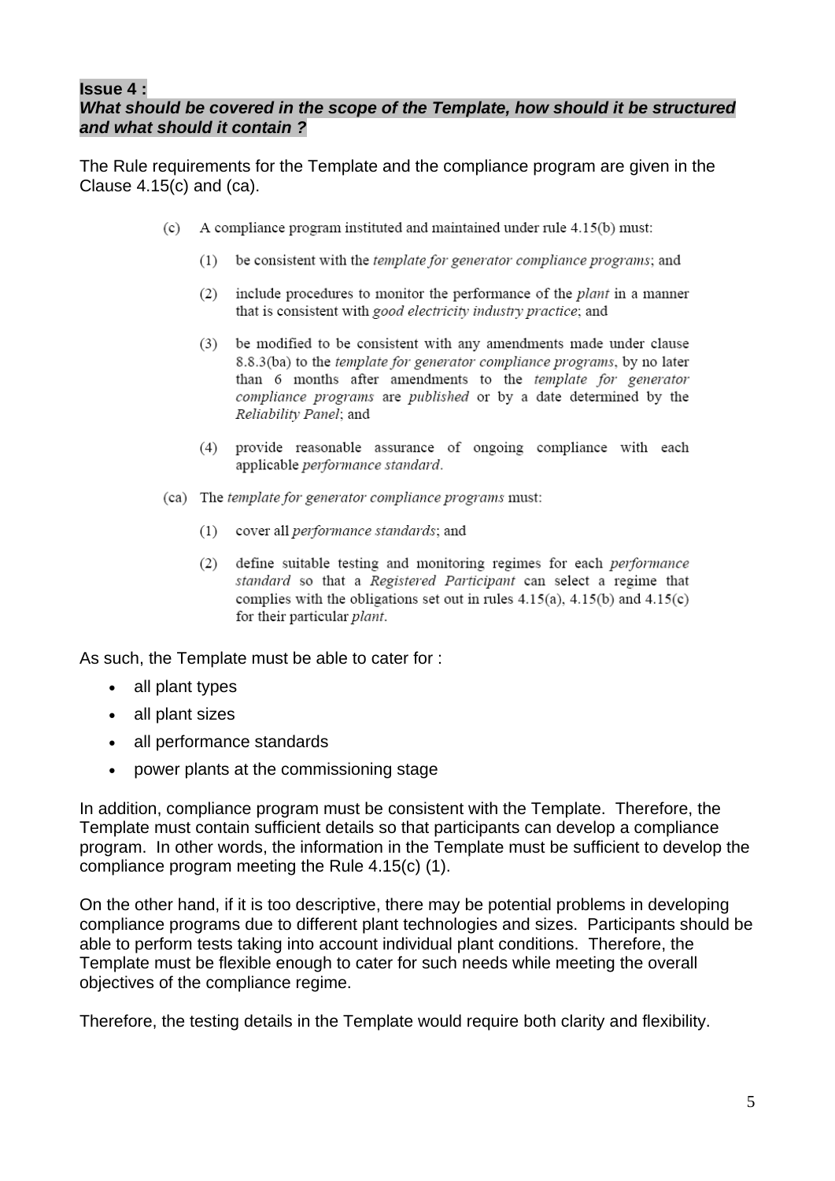**Issue 4 :**
***What should be covered in the scope of the Template, how should it be structured and what should it contain ?***

The Rule requirements for the Template and the compliance program are given in the Clause 4.15(c) and (ca).

> (c) A compliance program instituted and maintained under rule 4.15(b) must:
>
> (1) be consistent with the *template for generator compliance programs*; and
>
> (2) include procedures to monitor the performance of the *plant* in a manner that is consistent with *good electricity industry practice*; and
>
> (3) be modified to be consistent with any amendments made under clause 8.8.3(ba) to the *template for generator compliance programs*, by no later than 6 months after amendments to the *template for generator compliance programs* are *published* or by a date determined by the *Reliability Panel*; and
>
> (4) provide reasonable assurance of ongoing compliance with each applicable *performance standard*.
>
> (ca) The *template for generator compliance programs* must:
>
> (1) cover all *performance standards*; and
>
> (2) define suitable testing and monitoring regimes for each *performance standard* so that a *Registered Participant* can select a regime that complies with the obligations set out in rules 4.15(a), 4.15(b) and 4.15(c) for their particular *plant*.

As such, the Template must be able to cater for :

- all plant types
- all plant sizes
- all performance standards
- power plants at the commissioning stage

In addition, compliance program must be consistent with the Template. Therefore, the Template must contain sufficient details so that participants can develop a compliance program. In other words, the information in the Template must be sufficient to develop the compliance program meeting the Rule 4.15(c) (1).

On the other hand, if it is too descriptive, there may be potential problems in developing compliance programs due to different plant technologies and sizes. Participants should be able to perform tests taking into account individual plant conditions. Therefore, the Template must be flexible enough to cater for such needs while meeting the overall objectives of the compliance regime.

Therefore, the testing details in the Template would require both clarity and flexibility.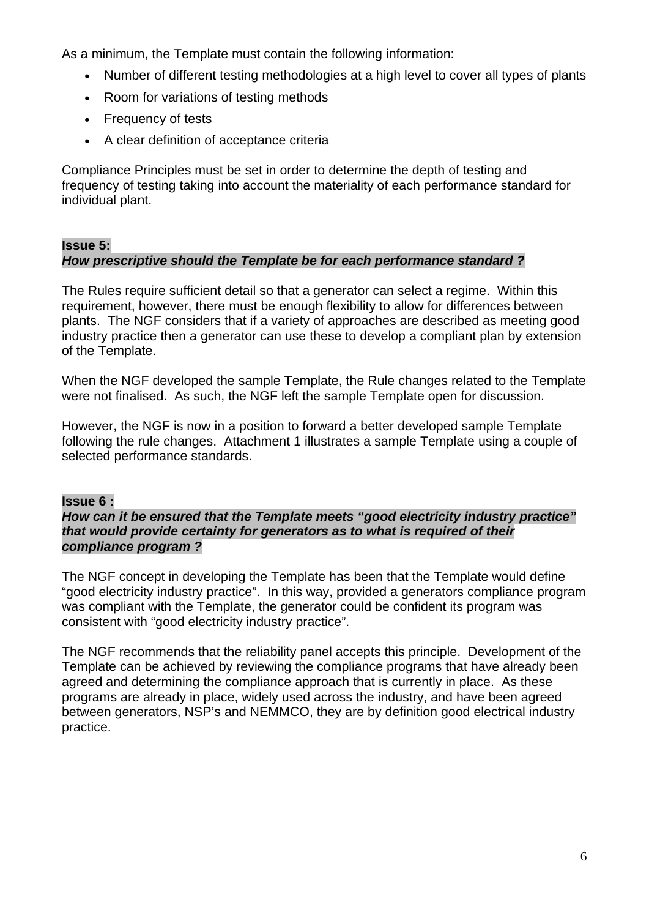As a minimum, the Template must contain the following information:

- Number of different testing methodologies at a high level to cover all types of plants
- Room for variations of testing methods
- Frequency of tests
- A clear definition of acceptance criteria

Compliance Principles must be set in order to determine the depth of testing and frequency of testing taking into account the materiality of each performance standard for individual plant.

**Issue 5:**
***How prescriptive should the Template be for each performance standard ?***

The Rules require sufficient detail so that a generator can select a regime. Within this requirement, however, there must be enough flexibility to allow for differences between plants. The NGF considers that if a variety of approaches are described as meeting good industry practice then a generator can use these to develop a compliant plan by extension of the Template.

When the NGF developed the sample Template, the Rule changes related to the Template were not finalised. As such, the NGF left the sample Template open for discussion.

However, the NGF is now in a position to forward a better developed sample Template following the rule changes. Attachment 1 illustrates a sample Template using a couple of selected performance standards.

**Issue 6 :**
***How can it be ensured that the Template meets "good electricity industry practice" that would provide certainty for generators as to what is required of their compliance program ?***

The NGF concept in developing the Template has been that the Template would define "good electricity industry practice". In this way, provided a generators compliance program was compliant with the Template, the generator could be confident its program was consistent with "good electricity industry practice".

The NGF recommends that the reliability panel accepts this principle. Development of the Template can be achieved by reviewing the compliance programs that have already been agreed and determining the compliance approach that is currently in place. As these programs are already in place, widely used across the industry, and have been agreed between generators, NSP's and NEMMCO, they are by definition good electrical industry practice.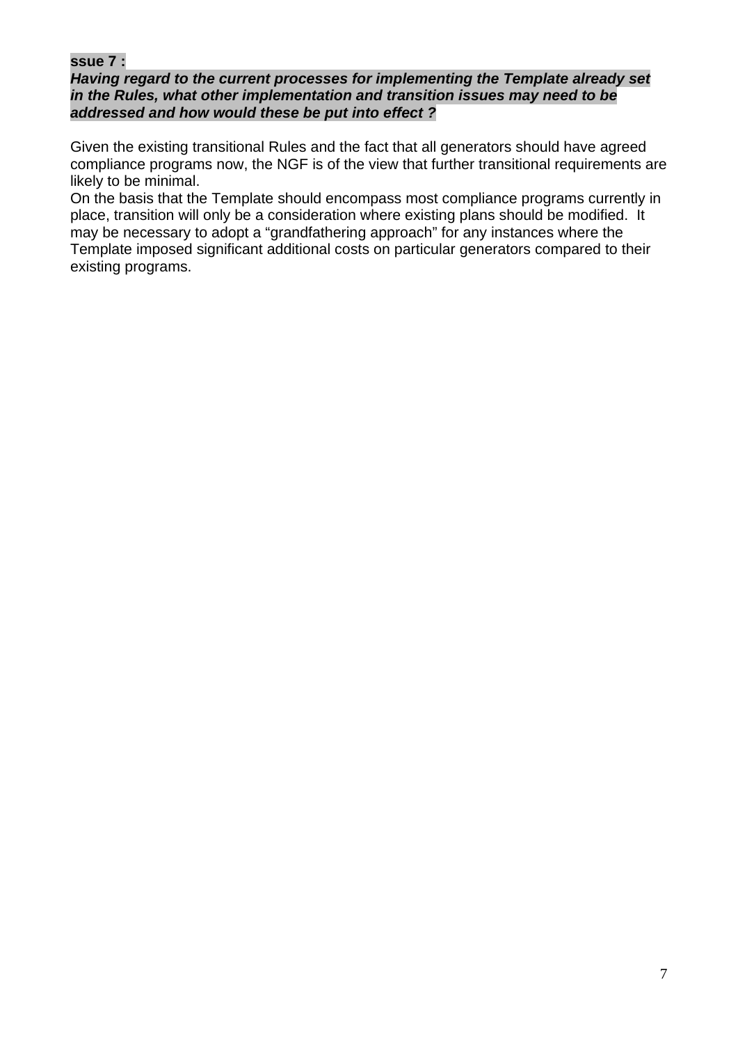**ssue 7 :**
***Having regard to the current processes for implementing the Template already set in the Rules, what other implementation and transition issues may need to be addressed and how would these be put into effect ?***

Given the existing transitional Rules and the fact that all generators should have agreed compliance programs now, the NGF is of the view that further transitional requirements are likely to be minimal.
On the basis that the Template should encompass most compliance programs currently in place, transition will only be a consideration where existing plans should be modified. It may be necessary to adopt a "grandfathering approach" for any instances where the Template imposed significant additional costs on particular generators compared to their existing programs.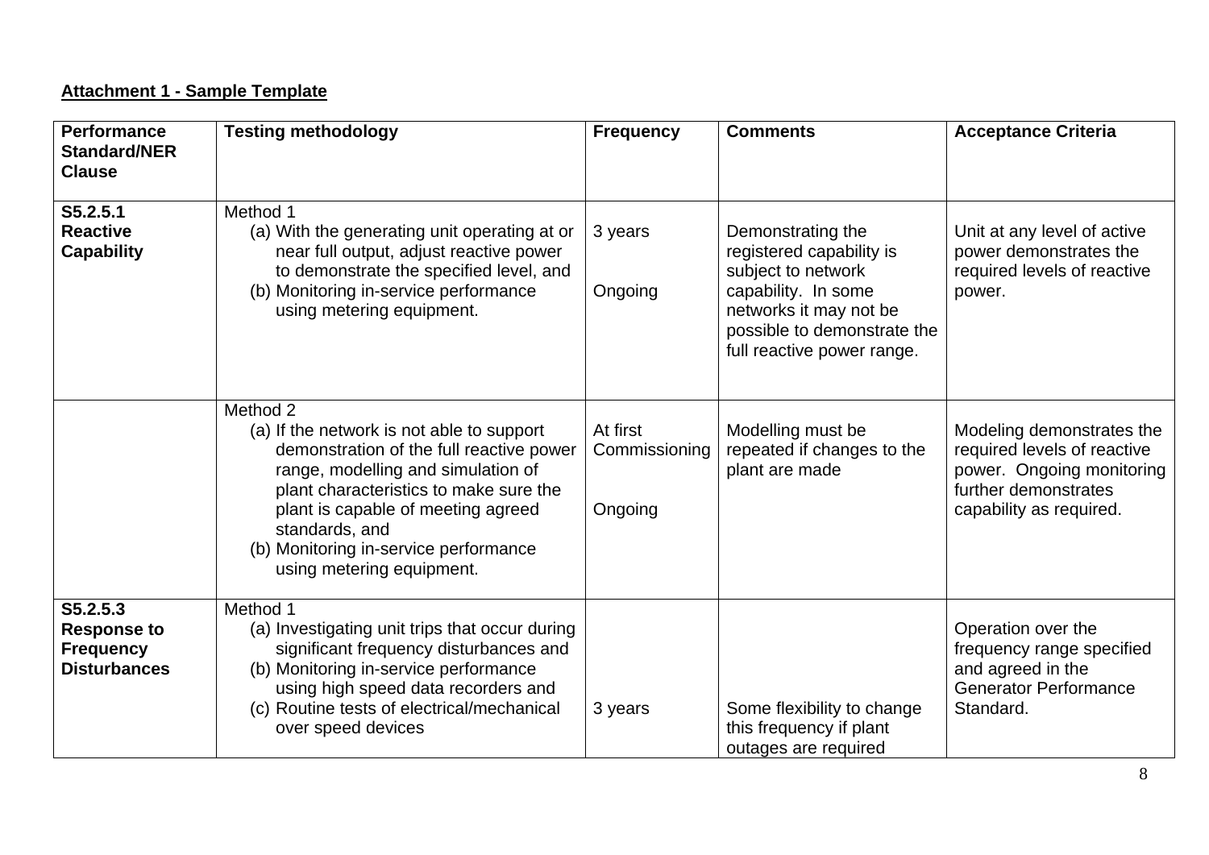**Attachment 1 - Sample Template**

| Performance Standard/NER Clause | Testing methodology | Frequency | Comments | Acceptance Criteria |
|---|---|---|---|---|
| **S5.2.5.1 Reactive Capability** | Method 1<br>(a) With the generating unit operating at or near full output, adjust reactive power to demonstrate the specified level, and<br>(b) Monitoring in-service performance using metering equipment. | 3 years<br><br>Ongoing | Demonstrating the registered capability is subject to network capability. In some networks it may not be possible to demonstrate the full reactive power range. | Unit at any level of active power demonstrates the required levels of reactive power. |
| | Method 2<br>(a) If the network is not able to support demonstration of the full reactive power range, modelling and simulation of plant characteristics to make sure the plant is capable of meeting agreed standards, and<br>(b) Monitoring in-service performance using metering equipment. | At first Commissioning<br><br>Ongoing | Modelling must be repeated if changes to the plant are made | Modeling demonstrates the required levels of reactive power. Ongoing monitoring further demonstrates capability as required. |
| **S5.2.5.3 Response to Frequency Disturbances** | Method 1<br>(a) Investigating unit trips that occur during significant frequency disturbances and<br>(b) Monitoring in-service performance using high speed data recorders and<br>(c) Routine tests of electrical/mechanical over speed devices | 3 years | Some flexibility to change this frequency if plant outages are required | Operation over the frequency range specified and agreed in the Generator Performance Standard. |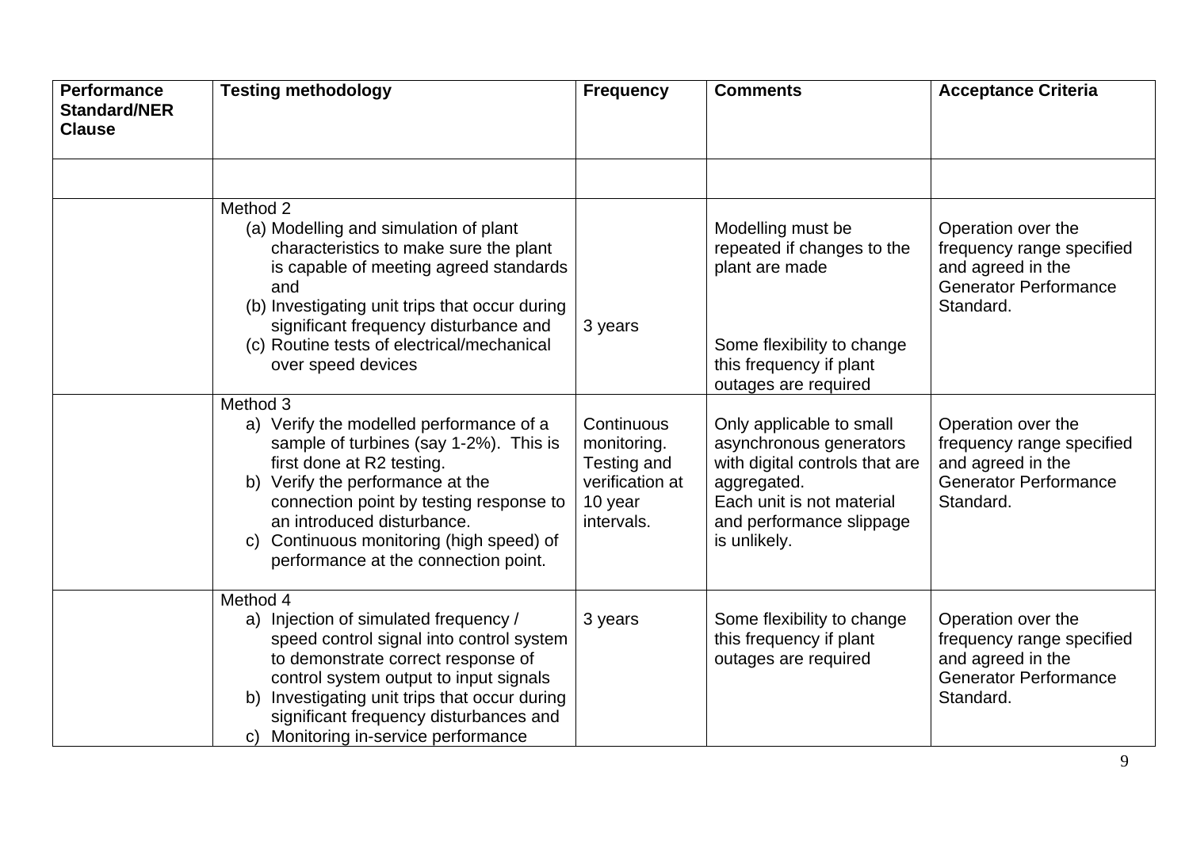| Performance Standard/NER Clause | Testing methodology | Frequency | Comments | Acceptance Criteria |
|---|---|---|---|---|
| | | | | |
| | Method 2<br>(a) Modelling and simulation of plant characteristics to make sure the plant is capable of meeting agreed standards and<br>(b) Investigating unit trips that occur during significant frequency disturbance and<br>(c) Routine tests of electrical/mechanical over speed devices | 3 years | Modelling must be repeated if changes to the plant are made<br><br>Some flexibility to change this frequency if plant outages are required | Operation over the frequency range specified and agreed in the Generator Performance Standard. |
| | Method 3<br>a) Verify the modelled performance of a sample of turbines (say 1-2%). This is first done at R2 testing.<br>b) Verify the performance at the connection point by testing response to an introduced disturbance.<br>c) Continuous monitoring (high speed) of performance at the connection point. | Continuous monitoring. Testing and verification at 10 year intervals. | Only applicable to small asynchronous generators with digital controls that are aggregated.<br>Each unit is not material and performance slippage is unlikely. | Operation over the frequency range specified and agreed in the Generator Performance Standard. |
| | Method 4<br>a) Injection of simulated frequency / speed control signal into control system to demonstrate correct response of control system output to input signals<br>b) Investigating unit trips that occur during significant frequency disturbances and<br>c) Monitoring in-service performance | 3 years | Some flexibility to change this frequency if plant outages are required | Operation over the frequency range specified and agreed in the Generator Performance Standard. |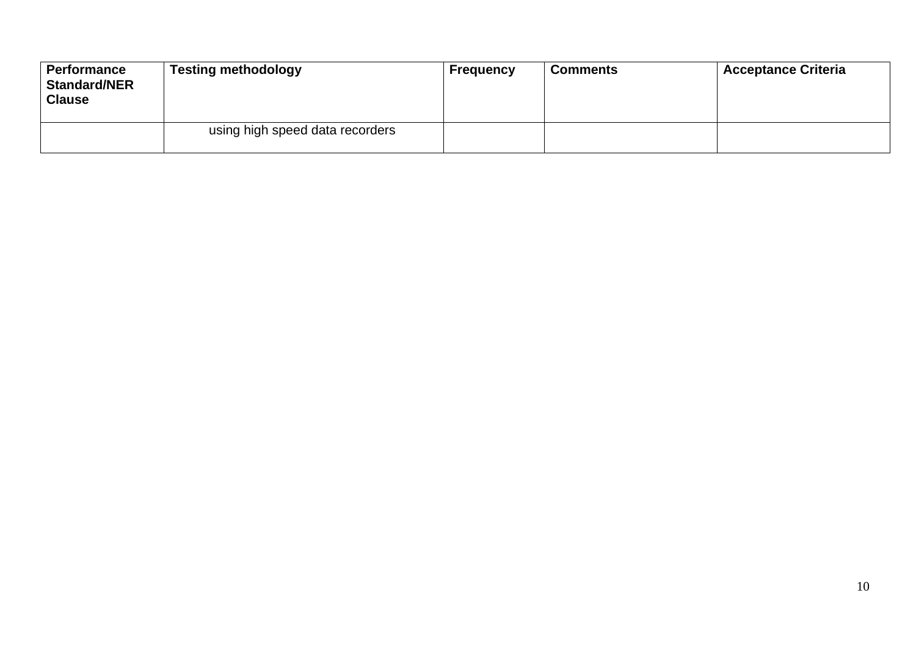| Performance Standard/NER Clause | Testing methodology | Frequency | Comments | Acceptance Criteria |
| --- | --- | --- | --- | --- |
| | using high speed data recorders | | | |